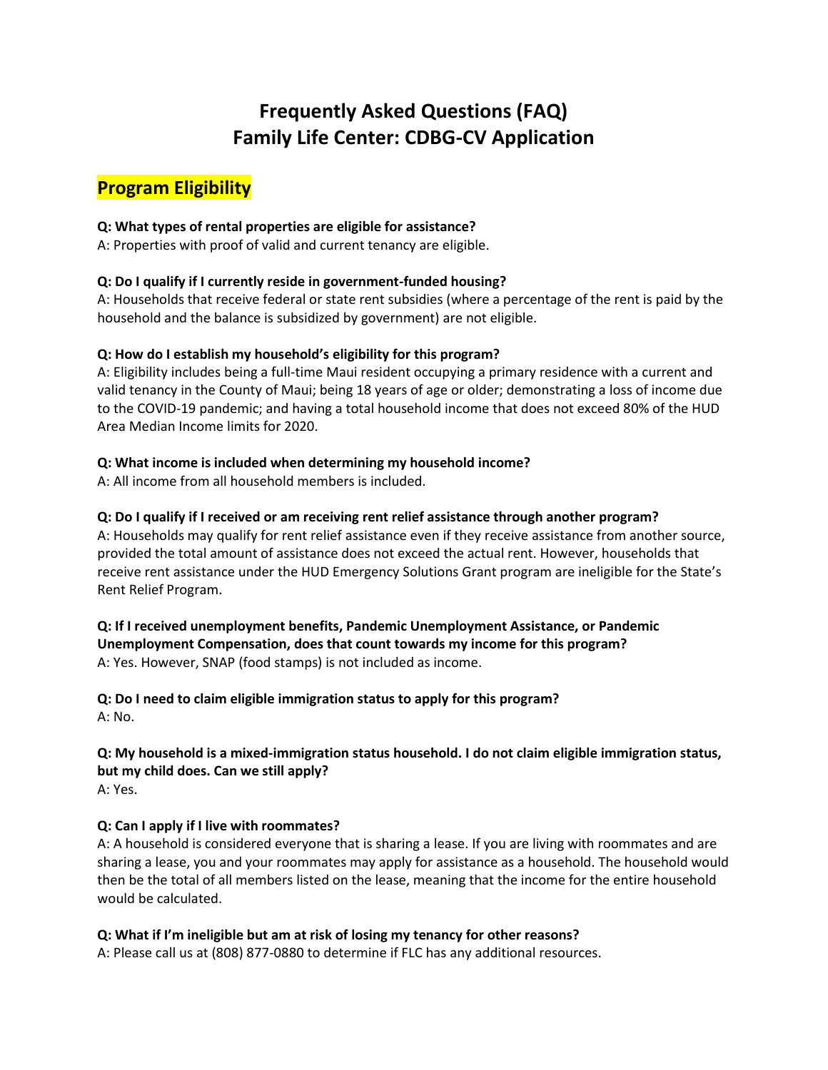# Frequently Asked Questions (FAQ)
# Family Life Center: CDBG-CV Application

## Program Eligibility

**Q: What types of rental properties are eligible for assistance?**
A: Properties with proof of valid and current tenancy are eligible.

**Q: Do I qualify if I currently reside in government-funded housing?**
A: Households that receive federal or state rent subsidies (where a percentage of the rent is paid by the household and the balance is subsidized by government) are not eligible.

**Q: How do I establish my household's eligibility for this program?**
A: Eligibility includes being a full-time Maui resident occupying a primary residence with a current and valid tenancy in the County of Maui; being 18 years of age or older; demonstrating a loss of income due to the COVID-19 pandemic; and having a total household income that does not exceed 80% of the HUD Area Median Income limits for 2020.

**Q: What income is included when determining my household income?**
A: All income from all household members is included.

**Q: Do I qualify if I received or am receiving rent relief assistance through another program?**
A: Households may qualify for rent relief assistance even if they receive assistance from another source, provided the total amount of assistance does not exceed the actual rent. However, households that receive rent assistance under the HUD Emergency Solutions Grant program are ineligible for the State's Rent Relief Program.

**Q: If I received unemployment benefits, Pandemic Unemployment Assistance, or Pandemic Unemployment Compensation, does that count towards my income for this program?**
A: Yes. However, SNAP (food stamps) is not included as income.

**Q: Do I need to claim eligible immigration status to apply for this program?**
A: No.

**Q: My household is a mixed-immigration status household. I do not claim eligible immigration status, but my child does. Can we still apply?**
A: Yes.

**Q: Can I apply if I live with roommates?**
A: A household is considered everyone that is sharing a lease. If you are living with roommates and are sharing a lease, you and your roommates may apply for assistance as a household. The household would then be the total of all members listed on the lease, meaning that the income for the entire household would be calculated.

**Q: What if I'm ineligible but am at risk of losing my tenancy for other reasons?**
A: Please call us at (808) 877-0880 to determine if FLC has any additional resources.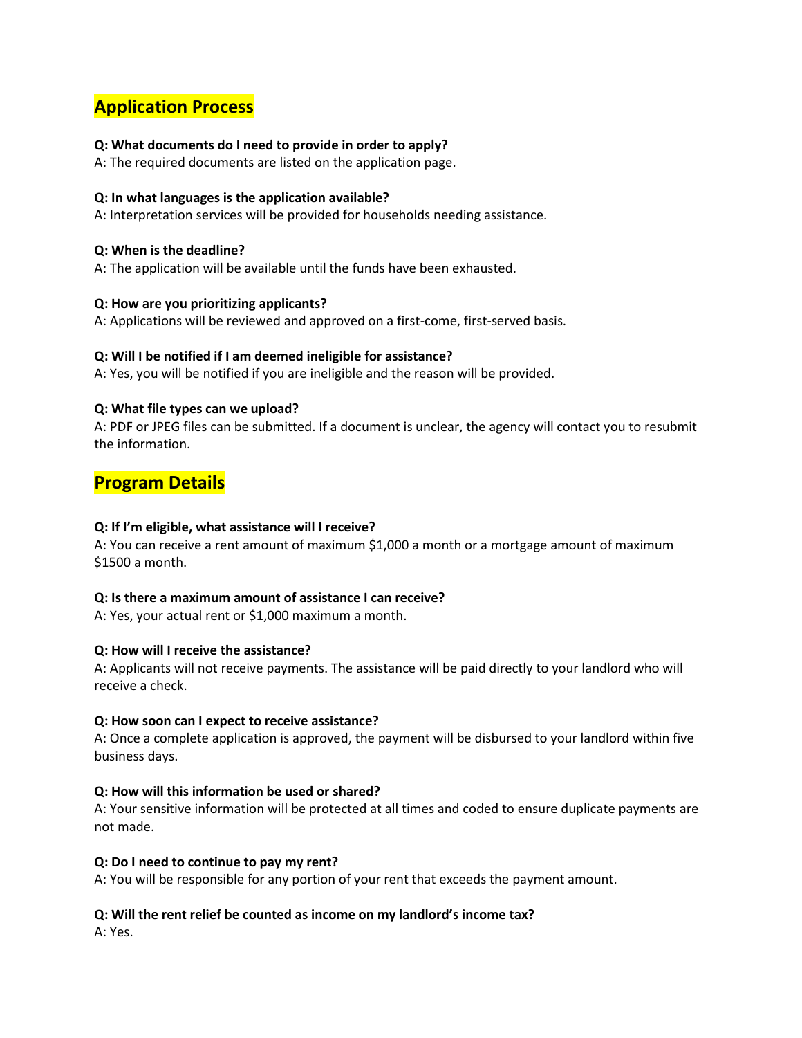## Application Process

**Q: What documents do I need to provide in order to apply?**
A: The required documents are listed on the application page.

**Q: In what languages is the application available?**
A: Interpretation services will be provided for households needing assistance.

**Q: When is the deadline?**
A: The application will be available until the funds have been exhausted.

**Q: How are you prioritizing applicants?**
A: Applications will be reviewed and approved on a first-come, first-served basis.

**Q: Will I be notified if I am deemed ineligible for assistance?**
A: Yes, you will be notified if you are ineligible and the reason will be provided.

**Q: What file types can we upload?**
A: PDF or JPEG files can be submitted. If a document is unclear, the agency will contact you to resubmit the information.

## Program Details

**Q: If I'm eligible, what assistance will I receive?**
A: You can receive a rent amount of maximum $1,000 a month or a mortgage amount of maximum $1500 a month.

**Q: Is there a maximum amount of assistance I can receive?**
A: Yes, your actual rent or $1,000 maximum a month.

**Q: How will I receive the assistance?**
A: Applicants will not receive payments. The assistance will be paid directly to your landlord who will receive a check.

**Q: How soon can I expect to receive assistance?**
A: Once a complete application is approved, the payment will be disbursed to your landlord within five business days.

**Q: How will this information be used or shared?**
A: Your sensitive information will be protected at all times and coded to ensure duplicate payments are not made.

**Q: Do I need to continue to pay my rent?**
A: You will be responsible for any portion of your rent that exceeds the payment amount.

**Q: Will the rent relief be counted as income on my landlord's income tax?**
A: Yes.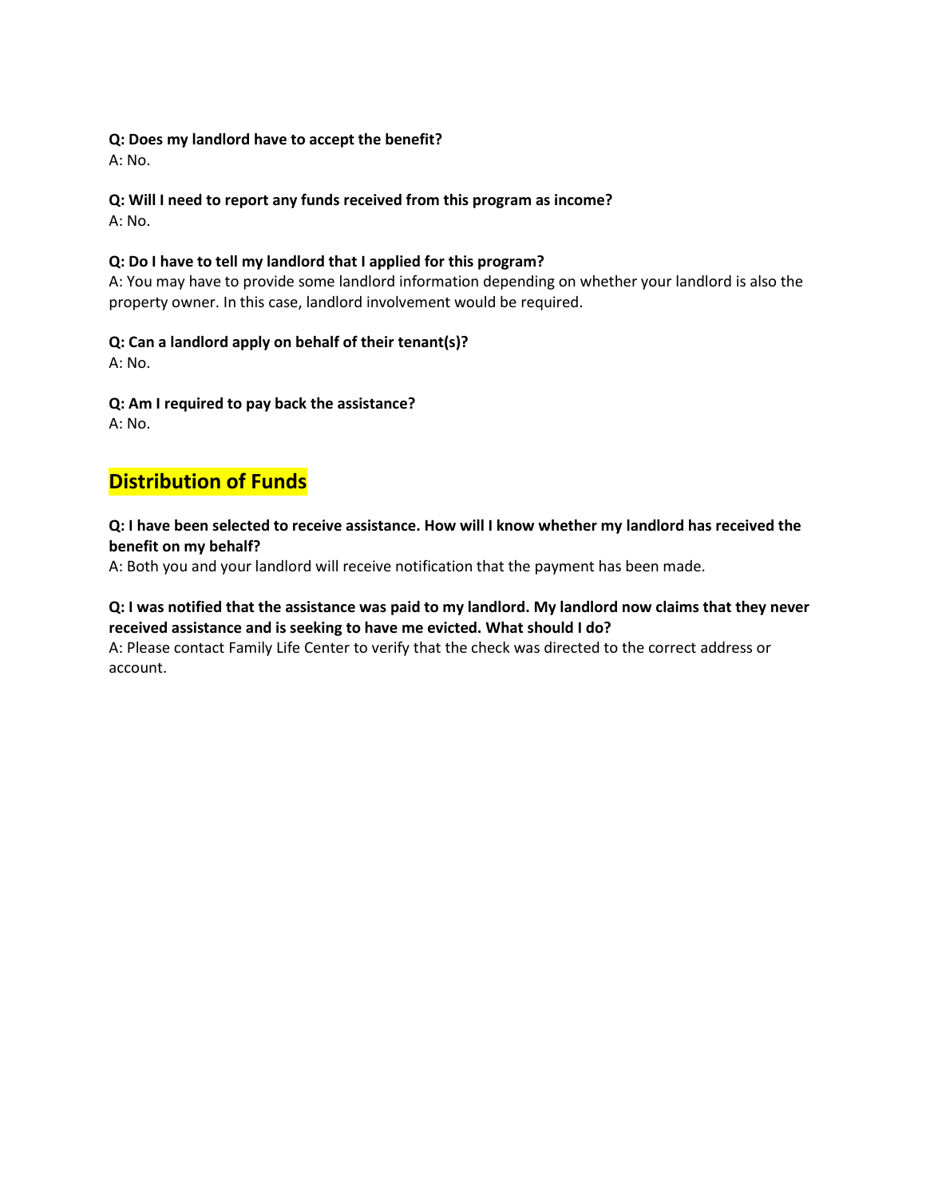**Q: Does my landlord have to accept the benefit?**
A: No.

**Q: Will I need to report any funds received from this program as income?**
A: No.

**Q: Do I have to tell my landlord that I applied for this program?**
A: You may have to provide some landlord information depending on whether your landlord is also the property owner. In this case, landlord involvement would be required.

**Q: Can a landlord apply on behalf of their tenant(s)?**
A: No.

**Q: Am I required to pay back the assistance?**
A: No.

## Distribution of Funds

**Q: I have been selected to receive assistance. How will I know whether my landlord has received the benefit on my behalf?**
A: Both you and your landlord will receive notification that the payment has been made.

**Q: I was notified that the assistance was paid to my landlord. My landlord now claims that they never received assistance and is seeking to have me evicted. What should I do?**
A: Please contact Family Life Center to verify that the check was directed to the correct address or account.